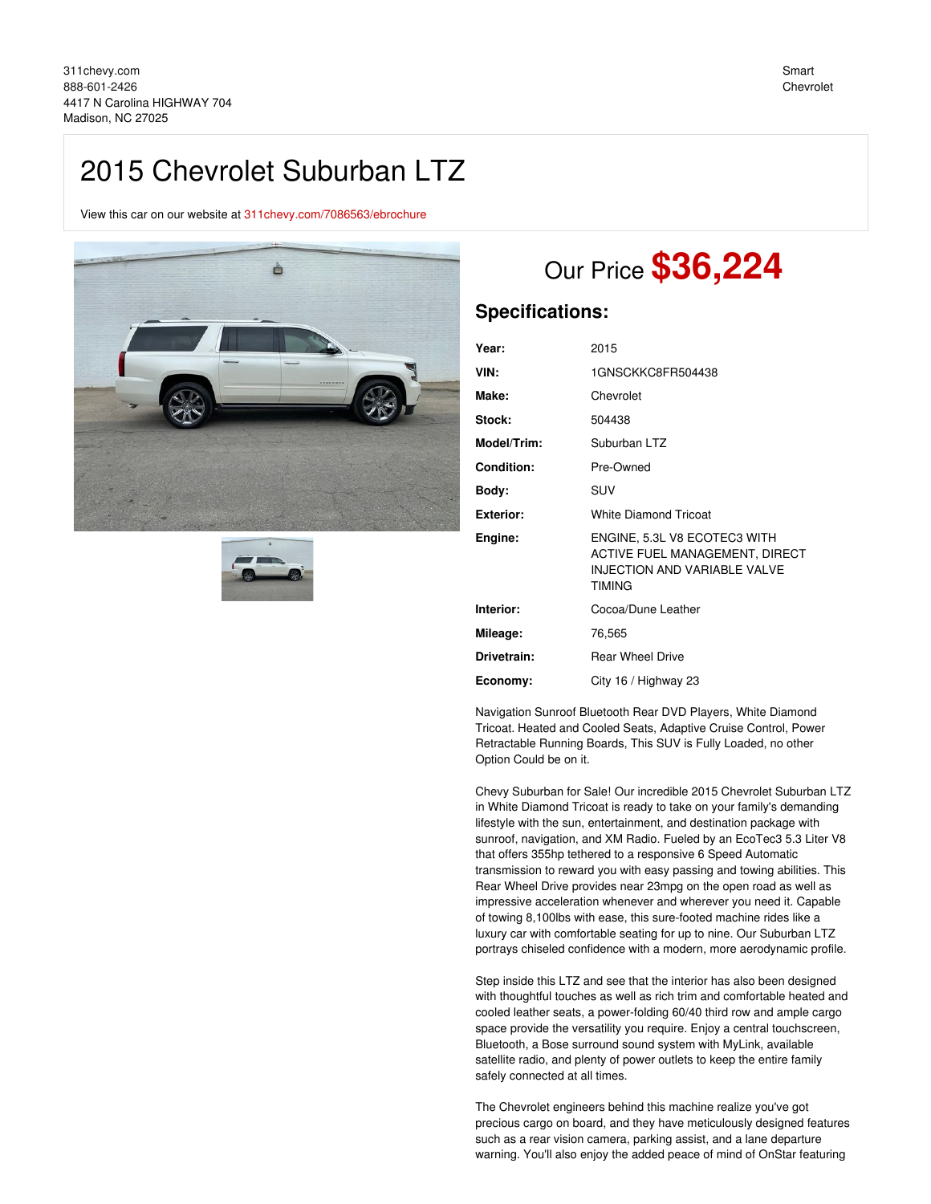311chevy.com
888-601-2426
4417 N Carolina HIGHWAY 704
Madison, NC 27025

Smart Chevrolet

# 2015 Chevrolet Suburban LTZ

View this car on our website at 311chevy.com/7086563/ebrochure

## Our Price **$36,224**

## Specifications:

| | |
|---|---|
| **Year:** | 2015 |
| **VIN:** | 1GNSCKKC8FR504438 |
| **Make:** | Chevrolet |
| **Stock:** | 504438 |
| **Model/Trim:** | Suburban LTZ |
| **Condition:** | Pre-Owned |
| **Body:** | SUV |
| **Exterior:** | White Diamond Tricoat |
| **Engine:** | ENGINE, 5.3L V8 ECOTEC3 WITH ACTIVE FUEL MANAGEMENT, DIRECT INJECTION AND VARIABLE VALVE TIMING |
| **Interior:** | Cocoa/Dune Leather |
| **Mileage:** | 76,565 |
| **Drivetrain:** | Rear Wheel Drive |
| **Economy:** | City 16 / Highway 23 |

Navigation Sunroof Bluetooth Rear DVD Players, White Diamond Tricoat. Heated and Cooled Seats, Adaptive Cruise Control, Power Retractable Running Boards, This SUV is Fully Loaded, no other Option Could be on it.

Chevy Suburban for Sale! Our incredible 2015 Chevrolet Suburban LTZ in White Diamond Tricoat is ready to take on your family's demanding lifestyle with the sun, entertainment, and destination package with sunroof, navigation, and XM Radio. Fueled by an EcoTec3 5.3 Liter V8 that offers 355hp tethered to a responsive 6 Speed Automatic transmission to reward you with easy passing and towing abilities. This Rear Wheel Drive provides near 23mpg on the open road as well as impressive acceleration whenever and wherever you need it. Capable of towing 8,100lbs with ease, this sure-footed machine rides like a luxury car with comfortable seating for up to nine. Our Suburban LTZ portrays chiseled confidence with a modern, more aerodynamic profile.

Step inside this LTZ and see that the interior has also been designed with thoughtful touches as well as rich trim and comfortable heated and cooled leather seats, a power-folding 60/40 third row and ample cargo space provide the versatility you require. Enjoy a central touchscreen, Bluetooth, a Bose surround sound system with MyLink, available satellite radio, and plenty of power outlets to keep the entire family safely connected at all times.

The Chevrolet engineers behind this machine realize you've got precious cargo on board, and they have meticulously designed features such as a rear vision camera, parking assist, and a lane departure warning. You'll also enjoy the added peace of mind of OnStar featuring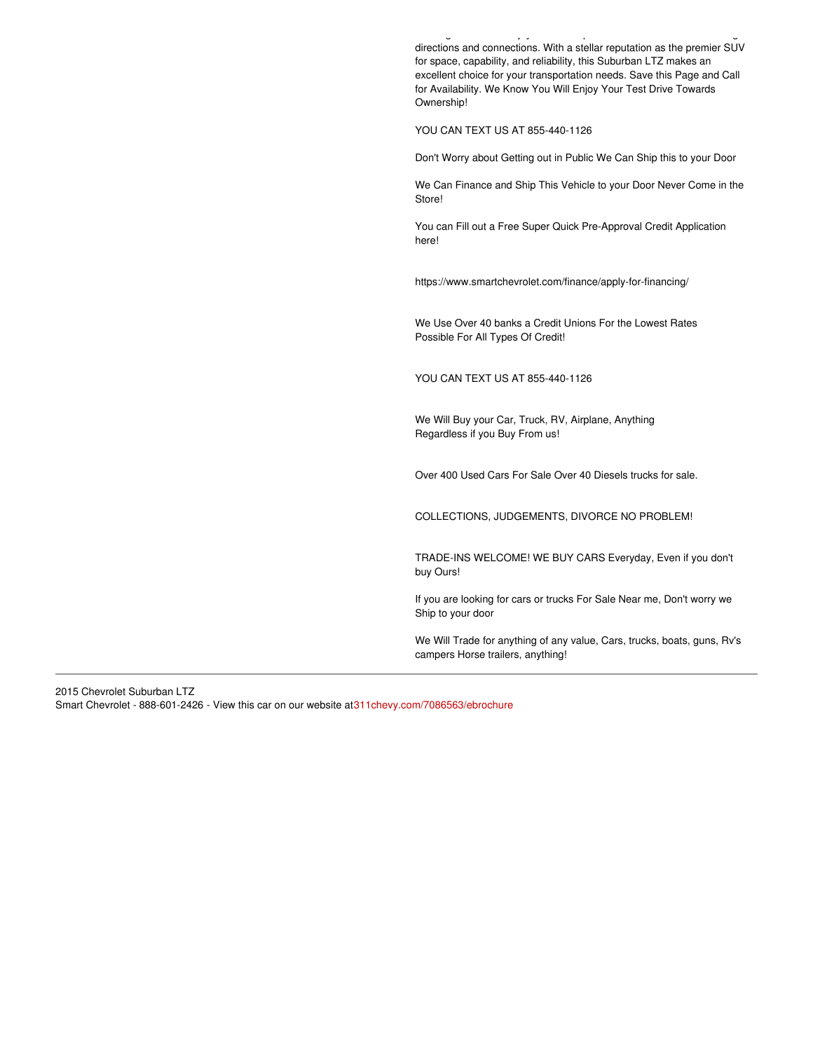directions and connections. With a stellar reputation as the premier SUV for space, capability, and reliability, this Suburban LTZ makes an excellent choice for your transportation needs. Save this Page and Call for Availability. We Know You Will Enjoy Your Test Drive Towards Ownership!

YOU CAN TEXT US AT 855-440-1126

Don't Worry about Getting out in Public We Can Ship this to your Door

We Can Finance and Ship This Vehicle to your Door Never Come in the Store!

You can Fill out a Free Super Quick Pre-Approval Credit Application here!

https://www.smartchevrolet.com/finance/apply-for-financing/

We Use Over 40 banks a Credit Unions For the Lowest Rates Possible For All Types Of Credit!

YOU CAN TEXT US AT 855-440-1126

We Will Buy your Car, Truck, RV, Airplane, Anything Regardless if you Buy From us!

Over 400 Used Cars For Sale Over 40 Diesels trucks for sale.

COLLECTIONS, JUDGEMENTS, DIVORCE NO PROBLEM!

TRADE-INS WELCOME! WE BUY CARS Everyday, Even if you don't buy Ours!

If you are looking for cars or trucks For Sale Near me, Don't worry we Ship to your door

We Will Trade for anything of any value, Cars, trucks, boats, guns, Rv's campers Horse trailers, anything!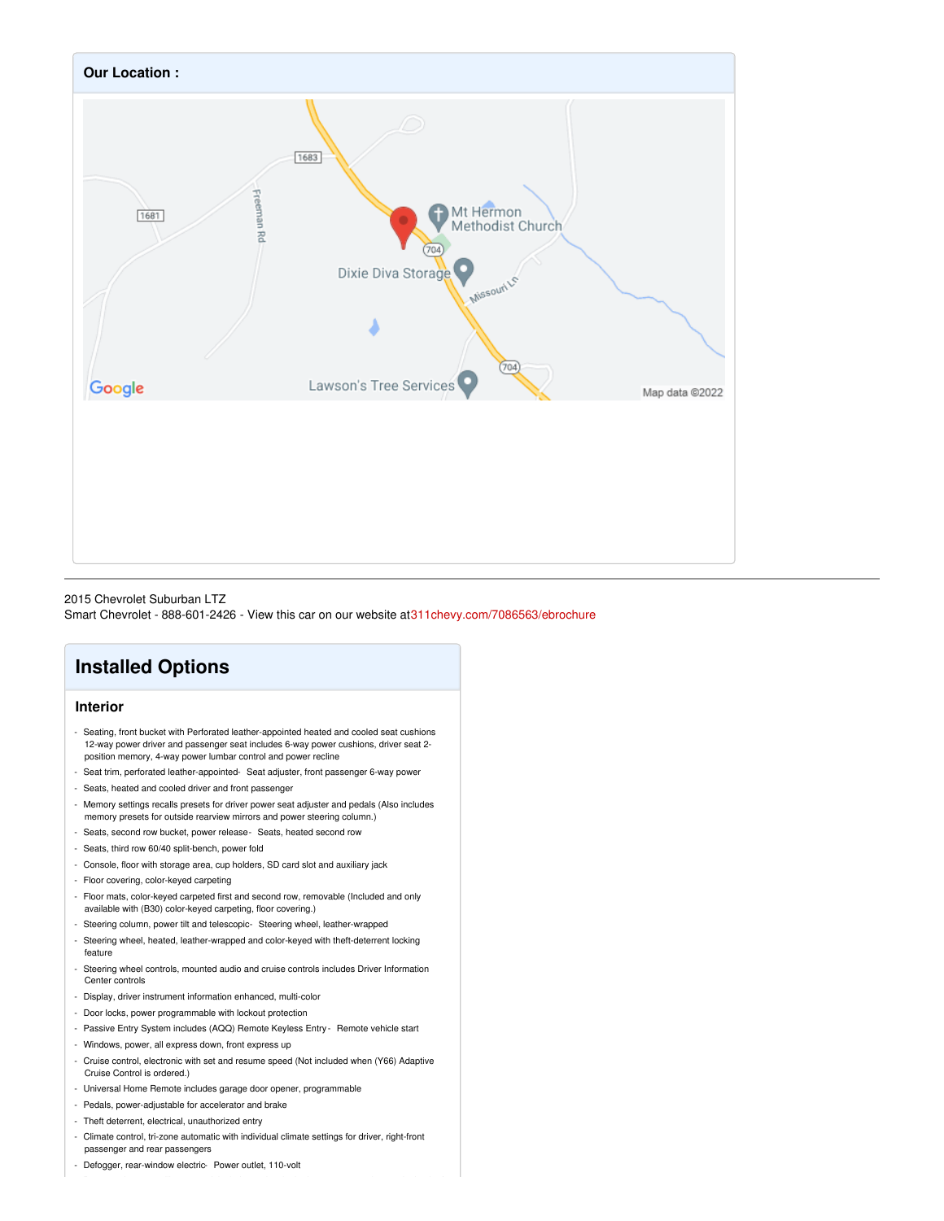**Our Location :**

2015 Chevrolet Suburban LTZ
Smart Chevrolet - 888-601-2426 - View this car on our website at311chevy.com/7086563/ebrochure

# Installed Options

## Interior

- Seating, front bucket with Perforated leather-appointed heated and cooled seat cushions 12-way power driver and passenger seat includes 6-way power cushions, driver seat 2-position memory, 4-way power lumbar control and power recline
- Seat trim, perforated leather-appointed- Seat adjuster, front passenger 6-way power
- Seats, heated and cooled driver and front passenger
- Memory settings recalls presets for driver power seat adjuster and pedals (Also includes memory presets for outside rearview mirrors and power steering column.)
- Seats, second row bucket, power release- Seats, heated second row
- Seats, third row 60/40 split-bench, power fold
- Console, floor with storage area, cup holders, SD card slot and auxiliary jack
- Floor covering, color-keyed carpeting
- Floor mats, color-keyed carpeted first and second row, removable (Included and only available with (B30) color-keyed carpeting, floor covering.)
- Steering column, power tilt and telescopic- Steering wheel, leather-wrapped
- Steering wheel, heated, leather-wrapped and color-keyed with theft-deterrent locking feature
- Steering wheel controls, mounted audio and cruise controls includes Driver Information Center controls
- Display, driver instrument information enhanced, multi-color
- Door locks, power programmable with lockout protection
- Passive Entry System includes (AQQ) Remote Keyless Entry- Remote vehicle start
- Windows, power, all express down, front express up
- Cruise control, electronic with set and resume speed (Not included when (Y66) Adaptive Cruise Control is ordered.)
- Universal Home Remote includes garage door opener, programmable
- Pedals, power-adjustable for accelerator and brake
- Theft deterrent, electrical, unauthorized entry
- Climate control, tri-zone automatic with individual climate settings for driver, right-front passenger and rear passengers
- Defogger, rear-window electric- Power outlet, 110-volt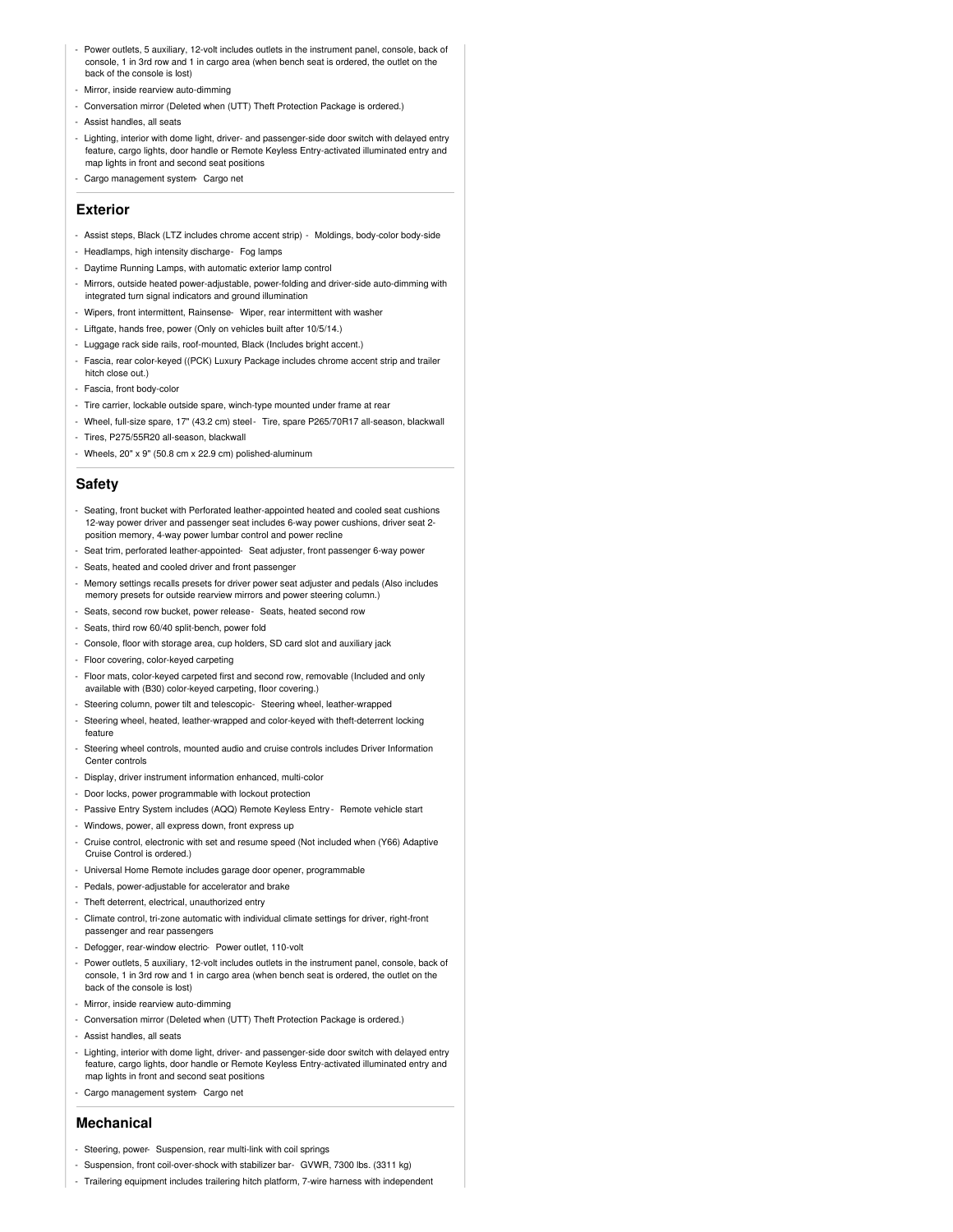- Power outlets, 5 auxiliary, 12-volt includes outlets in the instrument panel, console, back of console, 1 in 3rd row and 1 in cargo area (when bench seat is ordered, the outlet on the back of the console is lost)
- Mirror, inside rearview auto-dimming
- Conversation mirror (Deleted when (UTT) Theft Protection Package is ordered.)
- Assist handles, all seats
- Lighting, interior with dome light, driver- and passenger-side door switch with delayed entry feature, cargo lights, door handle or Remote Keyless Entry-activated illuminated entry and map lights in front and second seat positions
- Cargo management system- Cargo net

## Exterior

- Assist steps, Black (LTZ includes chrome accent strip) - Moldings, body-color body-side
- Headlamps, high intensity discharge- Fog lamps
- Daytime Running Lamps, with automatic exterior lamp control
- Mirrors, outside heated power-adjustable, power-folding and driver-side auto-dimming with integrated turn signal indicators and ground illumination
- Wipers, front intermittent, Rainsense- Wiper, rear intermittent with washer
- Liftgate, hands free, power (Only on vehicles built after 10/5/14.)
- Luggage rack side rails, roof-mounted, Black (Includes bright accent.)
- Fascia, rear color-keyed ((PCK) Luxury Package includes chrome accent strip and trailer hitch close out.)
- Fascia, front body-color
- Tire carrier, lockable outside spare, winch-type mounted under frame at rear
- Wheel, full-size spare, 17" (43.2 cm) steel- Tire, spare P265/70R17 all-season, blackwall
- Tires, P275/55R20 all-season, blackwall
- Wheels, 20" x 9" (50.8 cm x 22.9 cm) polished-aluminum

## Safety

- Seating, front bucket with Perforated leather-appointed heated and cooled seat cushions 12-way power driver and passenger seat includes 6-way power cushions, driver seat 2-position memory, 4-way power lumbar control and power recline
- Seat trim, perforated leather-appointed- Seat adjuster, front passenger 6-way power
- Seats, heated and cooled driver and front passenger
- Memory settings recalls presets for driver power seat adjuster and pedals (Also includes memory presets for outside rearview mirrors and power steering column.)
- Seats, second row bucket, power release- Seats, heated second row
- Seats, third row 60/40 split-bench, power fold
- Console, floor with storage area, cup holders, SD card slot and auxiliary jack
- Floor covering, color-keyed carpeting
- Floor mats, color-keyed carpeted first and second row, removable (Included and only available with (B30) color-keyed carpeting, floor covering.)
- Steering column, power tilt and telescopic- Steering wheel, leather-wrapped
- Steering wheel, heated, leather-wrapped and color-keyed with theft-deterrent locking feature
- Steering wheel controls, mounted audio and cruise controls includes Driver Information Center controls
- Display, driver instrument information enhanced, multi-color
- Door locks, power programmable with lockout protection
- Passive Entry System includes (AQQ) Remote Keyless Entry- Remote vehicle start
- Windows, power, all express down, front express up
- Cruise control, electronic with set and resume speed (Not included when (Y66) Adaptive Cruise Control is ordered.)
- Universal Home Remote includes garage door opener, programmable
- Pedals, power-adjustable for accelerator and brake
- Theft deterrent, electrical, unauthorized entry
- Climate control, tri-zone automatic with individual climate settings for driver, right-front passenger and rear passengers
- Defogger, rear-window electric- Power outlet, 110-volt
- Power outlets, 5 auxiliary, 12-volt includes outlets in the instrument panel, console, back of console, 1 in 3rd row and 1 in cargo area (when bench seat is ordered, the outlet on the back of the console is lost)
- Mirror, inside rearview auto-dimming
- Conversation mirror (Deleted when (UTT) Theft Protection Package is ordered.)
- Assist handles, all seats
- Lighting, interior with dome light, driver- and passenger-side door switch with delayed entry feature, cargo lights, door handle or Remote Keyless Entry-activated illuminated entry and map lights in front and second seat positions
- Cargo management system- Cargo net

## Mechanical

- Steering, power- Suspension, rear multi-link with coil springs
- Suspension, front coil-over-shock with stabilizer bar- GVWR, 7300 lbs. (3311 kg)
- Trailering equipment includes trailering hitch platform, 7-wire harness with independent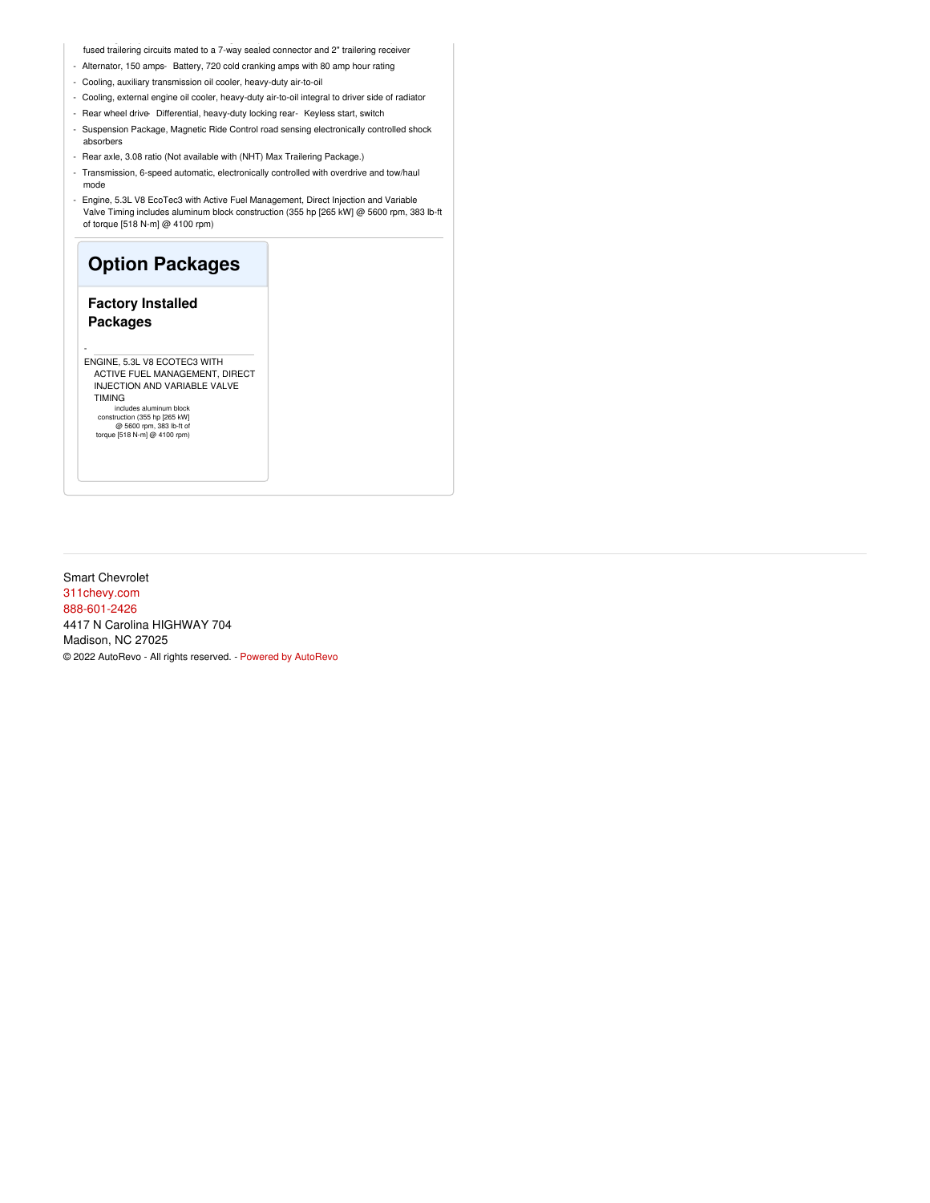fused trailering circuits mated to a 7-way sealed connector and 2" trailering receiver

- Alternator, 150 amps
- Battery, 720 cold cranking amps with 80 amp hour rating
- Cooling, auxiliary transmission oil cooler, heavy-duty air-to-oil
- Cooling, external engine oil cooler, heavy-duty air-to-oil integral to driver side of radiator
- Rear wheel drive
- Differential, heavy-duty locking rear
- Keyless start, switch
- Suspension Package, Magnetic Ride Control road sensing electronically controlled shock absorbers
- Rear axle, 3.08 ratio (Not available with (NHT) Max Trailering Package.)
- Transmission, 6-speed automatic, electronically controlled with overdrive and tow/haul mode
- Engine, 5.3L V8 EcoTec3 with Active Fuel Management, Direct Injection and Variable Valve Timing includes aluminum block construction (355 hp [265 kW] @ 5600 rpm, 383 lb-ft of torque [518 N-m] @ 4100 rpm)

## Option Packages

### Factory Installed Packages

- ENGINE, 5.3L V8 ECOTEC3 WITH ACTIVE FUEL MANAGEMENT, DIRECT INJECTION AND VARIABLE VALVE TIMING
  includes aluminum block construction (355 hp [265 kW] @ 5600 rpm, 383 lb-ft of torque [518 N-m] @ 4100 rpm)

Smart Chevrolet
311chevy.com
888-601-2426
4417 N Carolina HIGHWAY 704
Madison, NC 27025
© 2022 AutoRevo - All rights reserved. - Powered by AutoRevo